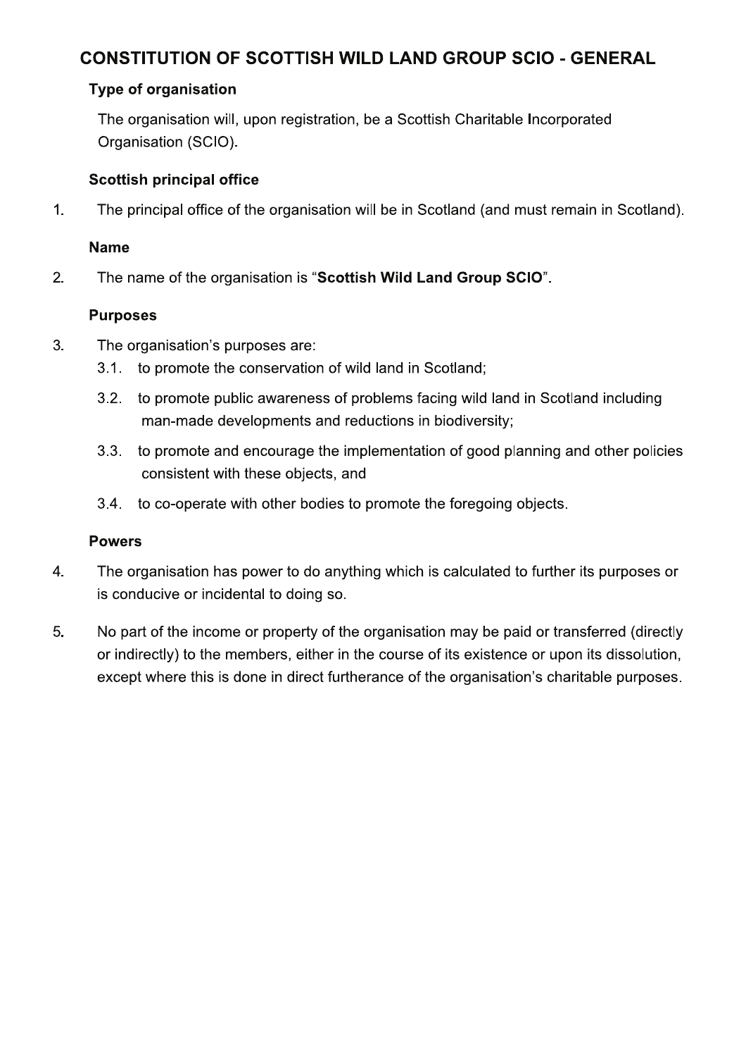# CONSTITUTION OF SCOTTISH WILD LAND GROUP SCIO - GENERAL

### Type of organisation

The organisation will, upon registration, be a Scottish Charitable Incorporated Organisation (SCIO).

### Scottish principal office

1. The principal office of the organisation will be in Scotland (and must remain in Scotland).

### Name

2. The name of the organisation is "**Scottish Wild Land Group SCIO**".

### Purposes

3. The organisation's purposes are:
   - 3.1. to promote the conservation of wild land in Scotland;
   - 3.2. to promote public awareness of problems facing wild land in Scotland including man-made developments and reductions in biodiversity;
   - 3.3. to promote and encourage the implementation of good planning and other policies consistent with these objects, and
   - 3.4. to co-operate with other bodies to promote the foregoing objects.

### Powers

4. The organisation has power to do anything which is calculated to further its purposes or is conducive or incidental to doing so.

5. No part of the income or property of the organisation may be paid or transferred (directly or indirectly) to the members, either in the course of its existence or upon its dissolution, except where this is done in direct furtherance of the organisation's charitable purposes.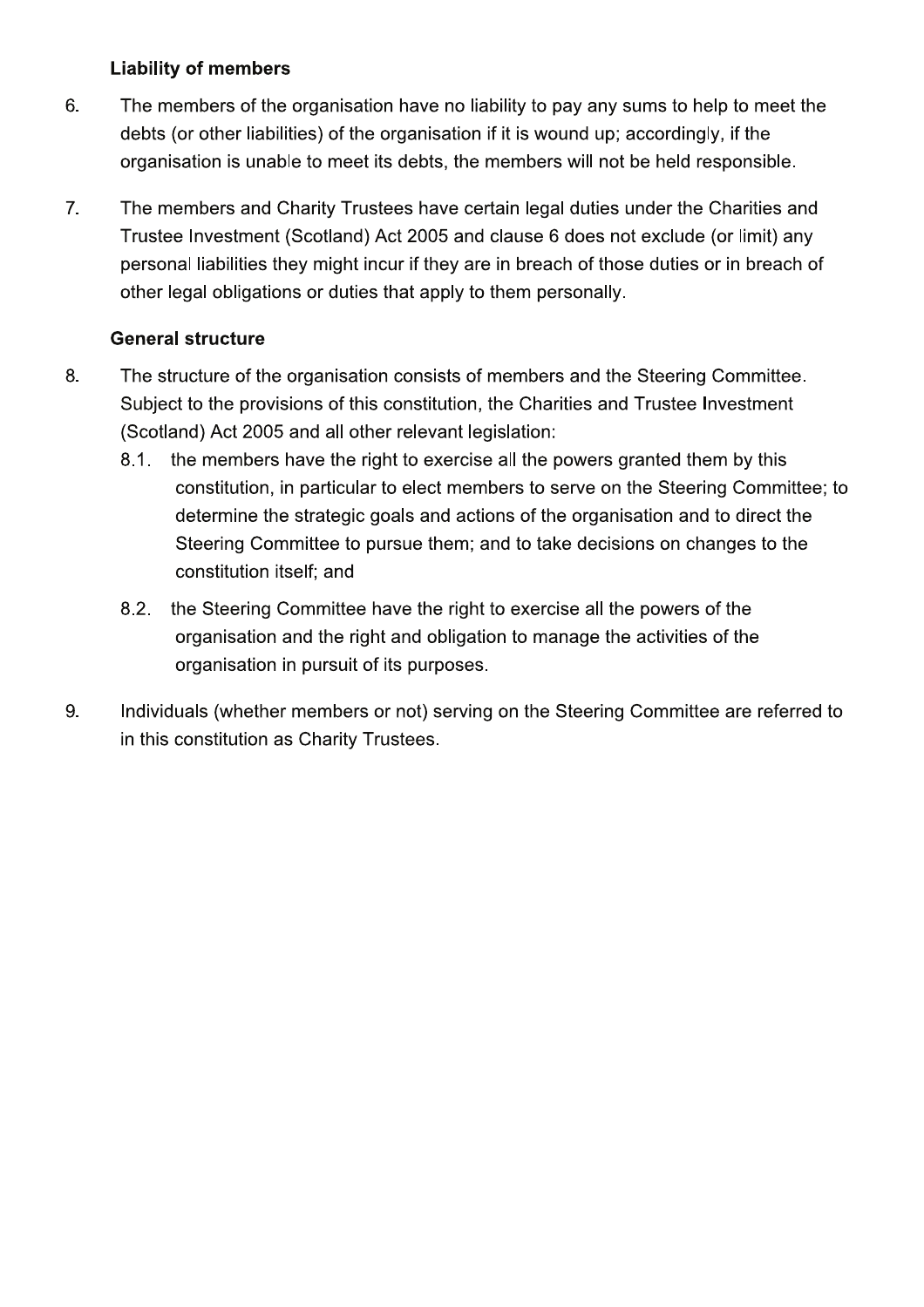**Liability of members**

6. The members of the organisation have no liability to pay any sums to help to meet the debts (or other liabilities) of the organisation if it is wound up; accordingly, if the organisation is unable to meet its debts, the members will not be held responsible.

7. The members and Charity Trustees have certain legal duties under the Charities and Trustee Investment (Scotland) Act 2005 and clause 6 does not exclude (or limit) any personal liabilities they might incur if they are in breach of those duties or in breach of other legal obligations or duties that apply to them personally.

**General structure**

8. The structure of the organisation consists of members and the Steering Committee. Subject to the provisions of this constitution, the Charities and Trustee Investment (Scotland) Act 2005 and all other relevant legislation:
   - 8.1. the members have the right to exercise all the powers granted them by this constitution, in particular to elect members to serve on the Steering Committee; to determine the strategic goals and actions of the organisation and to direct the Steering Committee to pursue them; and to take decisions on changes to the constitution itself; and
   - 8.2. the Steering Committee have the right to exercise all the powers of the organisation and the right and obligation to manage the activities of the organisation in pursuit of its purposes.

9. Individuals (whether members or not) serving on the Steering Committee are referred to in this constitution as Charity Trustees.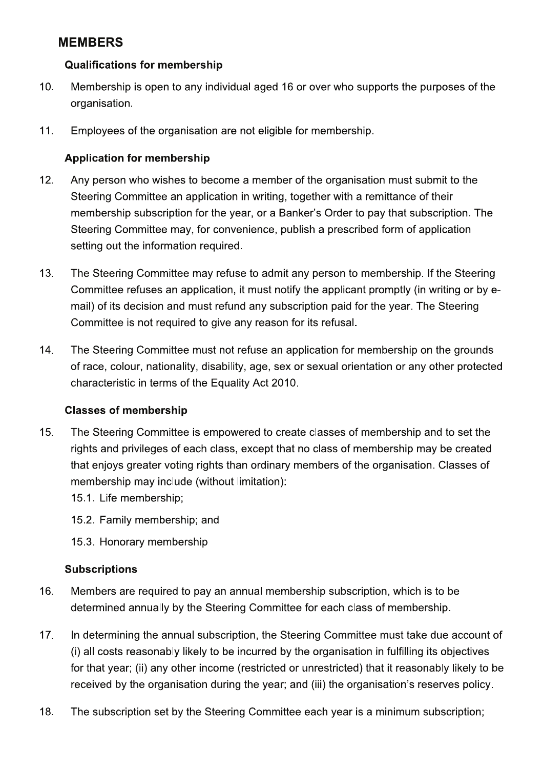## MEMBERS

### Qualifications for membership

10. Membership is open to any individual aged 16 or over who supports the purposes of the organisation.

11. Employees of the organisation are not eligible for membership.

### Application for membership

12. Any person who wishes to become a member of the organisation must submit to the Steering Committee an application in writing, together with a remittance of their membership subscription for the year, or a Banker's Order to pay that subscription. The Steering Committee may, for convenience, publish a prescribed form of application setting out the information required.

13. The Steering Committee may refuse to admit any person to membership. If the Steering Committee refuses an application, it must notify the applicant promptly (in writing or by e-mail) of its decision and must refund any subscription paid for the year. The Steering Committee is not required to give any reason for its refusal.

14. The Steering Committee must not refuse an application for membership on the grounds of race, colour, nationality, disability, age, sex or sexual orientation or any other protected characteristic in terms of the Equality Act 2010.

### Classes of membership

15. The Steering Committee is empowered to create classes of membership and to set the rights and privileges of each class, except that no class of membership may be created that enjoys greater voting rights than ordinary members of the organisation. Classes of membership may include (without limitation):
    15.1. Life membership;
    15.2. Family membership; and
    15.3. Honorary membership

### Subscriptions

16. Members are required to pay an annual membership subscription, which is to be determined annually by the Steering Committee for each class of membership.

17. In determining the annual subscription, the Steering Committee must take due account of (i) all costs reasonably likely to be incurred by the organisation in fulfilling its objectives for that year; (ii) any other income (restricted or unrestricted) that it reasonably likely to be received by the organisation during the year; and (iii) the organisation's reserves policy.

18. The subscription set by the Steering Committee each year is a minimum subscription;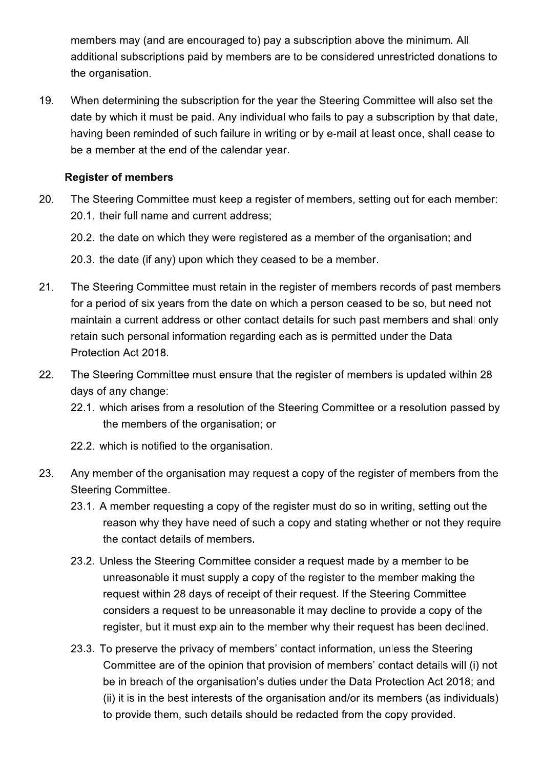members may (and are encouraged to) pay a subscription above the minimum. All additional subscriptions paid by members are to be considered unrestricted donations to the organisation.

19. When determining the subscription for the year the Steering Committee will also set the date by which it must be paid. Any individual who fails to pay a subscription by that date, having been reminded of such failure in writing or by e-mail at least once, shall cease to be a member at the end of the calendar year.

**Register of members**

20. The Steering Committee must keep a register of members, setting out for each member:
    20.1. their full name and current address;
    20.2. the date on which they were registered as a member of the organisation; and
    20.3. the date (if any) upon which they ceased to be a member.

21. The Steering Committee must retain in the register of members records of past members for a period of six years from the date on which a person ceased to be so, but need not maintain a current address or other contact details for such past members and shall only retain such personal information regarding each as is permitted under the Data Protection Act 2018.

22. The Steering Committee must ensure that the register of members is updated within 28 days of any change:
    22.1. which arises from a resolution of the Steering Committee or a resolution passed by the members of the organisation; or
    22.2. which is notified to the organisation.

23. Any member of the organisation may request a copy of the register of members from the Steering Committee.
    23.1. A member requesting a copy of the register must do so in writing, setting out the reason why they have need of such a copy and stating whether or not they require the contact details of members.
    23.2. Unless the Steering Committee consider a request made by a member to be unreasonable it must supply a copy of the register to the member making the request within 28 days of receipt of their request. If the Steering Committee considers a request to be unreasonable it may decline to provide a copy of the register, but it must explain to the member why their request has been declined.
    23.3. To preserve the privacy of members' contact information, unless the Steering Committee are of the opinion that provision of members' contact details will (i) not be in breach of the organisation's duties under the Data Protection Act 2018; and (ii) it is in the best interests of the organisation and/or its members (as individuals) to provide them, such details should be redacted from the copy provided.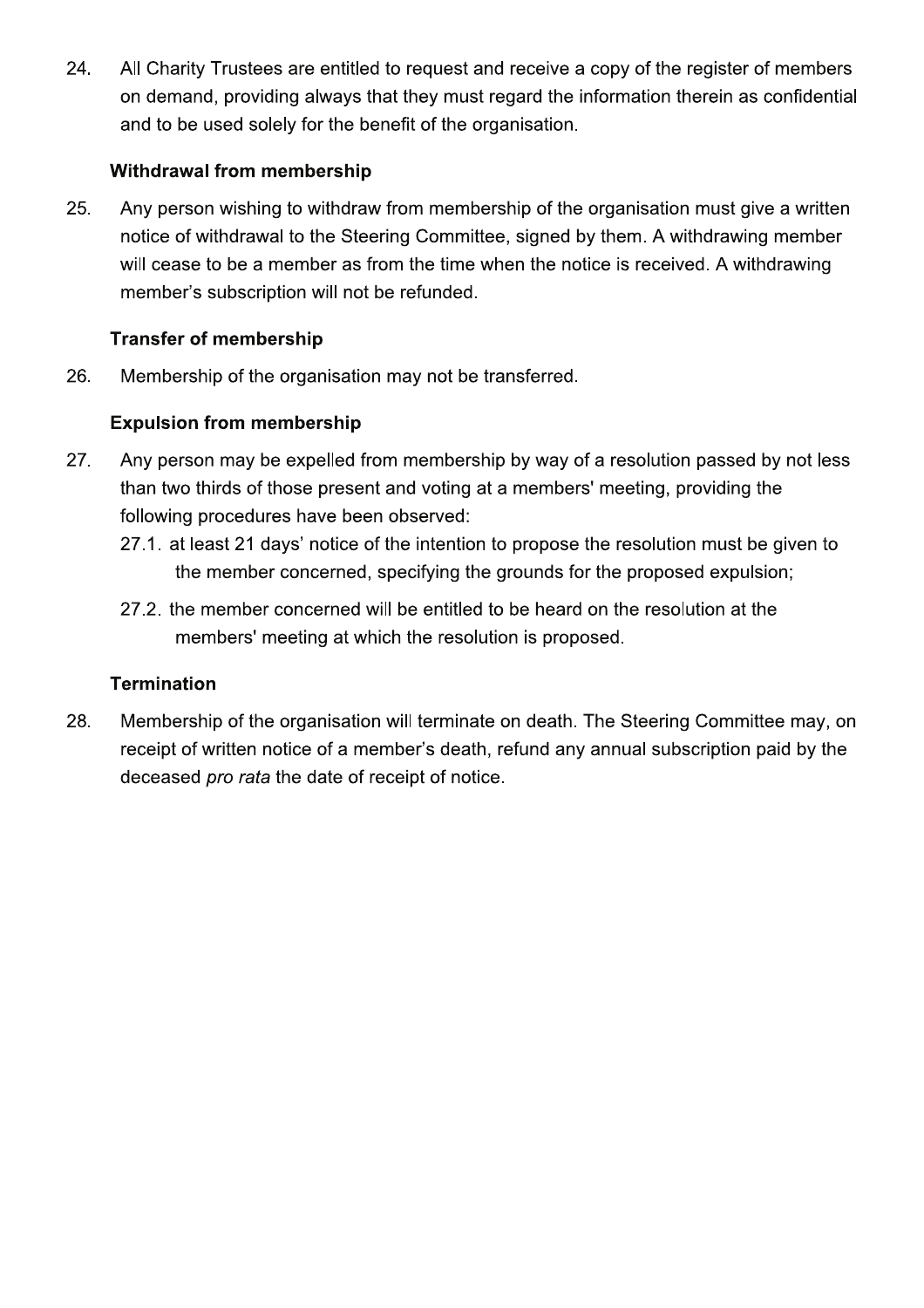24. All Charity Trustees are entitled to request and receive a copy of the register of members on demand, providing always that they must regard the information therein as confidential and to be used solely for the benefit of the organisation.

### Withdrawal from membership

25. Any person wishing to withdraw from membership of the organisation must give a written notice of withdrawal to the Steering Committee, signed by them. A withdrawing member will cease to be a member as from the time when the notice is received. A withdrawing member's subscription will not be refunded.

### Transfer of membership

26. Membership of the organisation may not be transferred.

### Expulsion from membership

27. Any person may be expelled from membership by way of a resolution passed by not less than two thirds of those present and voting at a members' meeting, providing the following procedures have been observed:
    27.1. at least 21 days' notice of the intention to propose the resolution must be given to the member concerned, specifying the grounds for the proposed expulsion;
    27.2. the member concerned will be entitled to be heard on the resolution at the members' meeting at which the resolution is proposed.

### Termination

28. Membership of the organisation will terminate on death. The Steering Committee may, on receipt of written notice of a member's death, refund any annual subscription paid by the deceased *pro rata* the date of receipt of notice.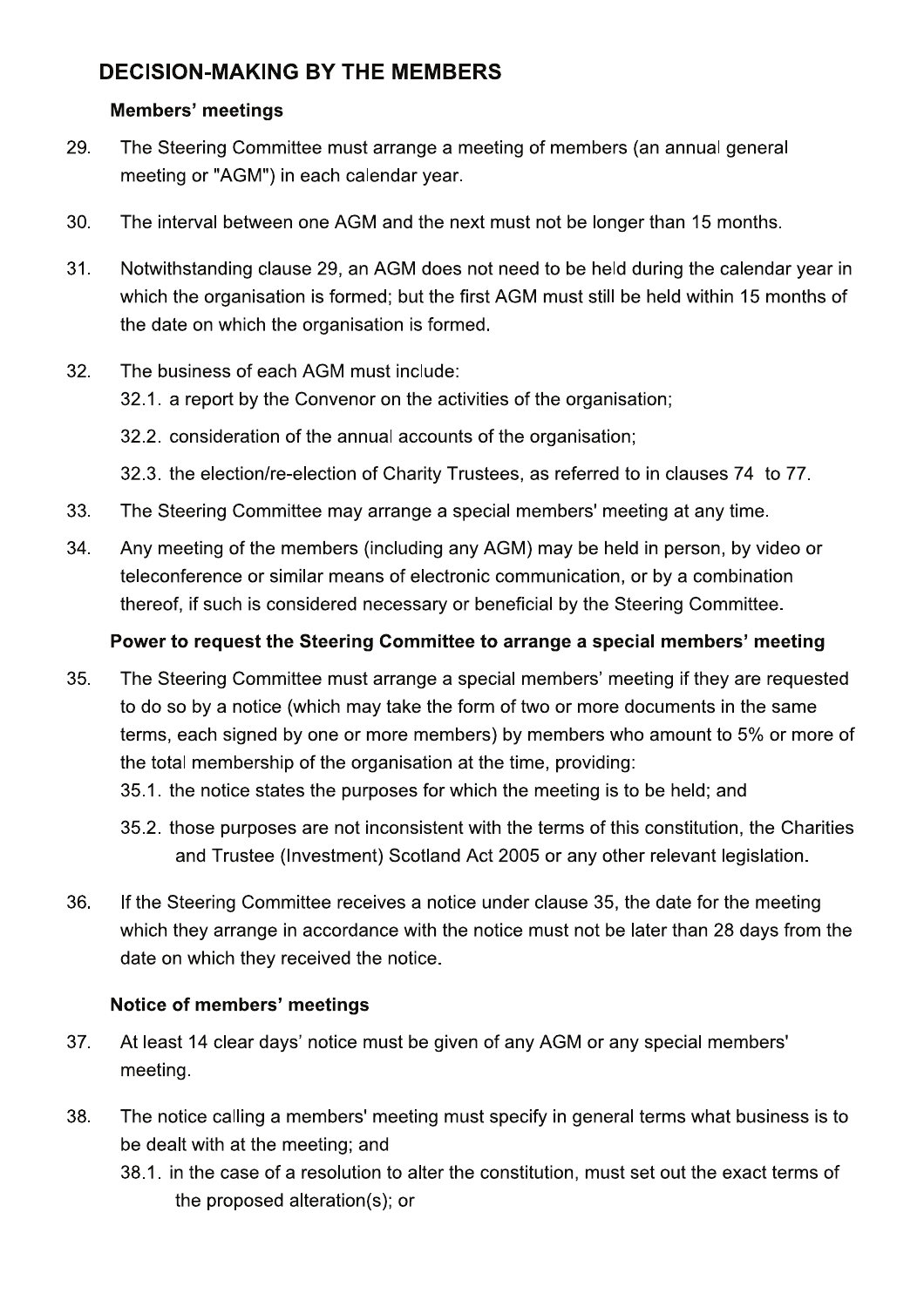## DECISION-MAKING BY THE MEMBERS

### Members' meetings

29. The Steering Committee must arrange a meeting of members (an annual general meeting or "AGM") in each calendar year.

30. The interval between one AGM and the next must not be longer than 15 months.

31. Notwithstanding clause 29, an AGM does not need to be held during the calendar year in which the organisation is formed; but the first AGM must still be held within 15 months of the date on which the organisation is formed.

32. The business of each AGM must include:
    32.1. a report by the Convenor on the activities of the organisation;
    32.2. consideration of the annual accounts of the organisation;
    32.3. the election/re-election of Charity Trustees, as referred to in clauses 74 to 77.

33. The Steering Committee may arrange a special members' meeting at any time.

34. Any meeting of the members (including any AGM) may be held in person, by video or teleconference or similar means of electronic communication, or by a combination thereof, if such is considered necessary or beneficial by the Steering Committee.

### Power to request the Steering Committee to arrange a special members' meeting

35. The Steering Committee must arrange a special members' meeting if they are requested to do so by a notice (which may take the form of two or more documents in the same terms, each signed by one or more members) by members who amount to 5% or more of the total membership of the organisation at the time, providing:
    35.1. the notice states the purposes for which the meeting is to be held; and
    35.2. those purposes are not inconsistent with the terms of this constitution, the Charities and Trustee (Investment) Scotland Act 2005 or any other relevant legislation.

36. If the Steering Committee receives a notice under clause 35, the date for the meeting which they arrange in accordance with the notice must not be later than 28 days from the date on which they received the notice.

### Notice of members' meetings

37. At least 14 clear days' notice must be given of any AGM or any special members' meeting.

38. The notice calling a members' meeting must specify in general terms what business is to be dealt with at the meeting; and
    38.1. in the case of a resolution to alter the constitution, must set out the exact terms of the proposed alteration(s); or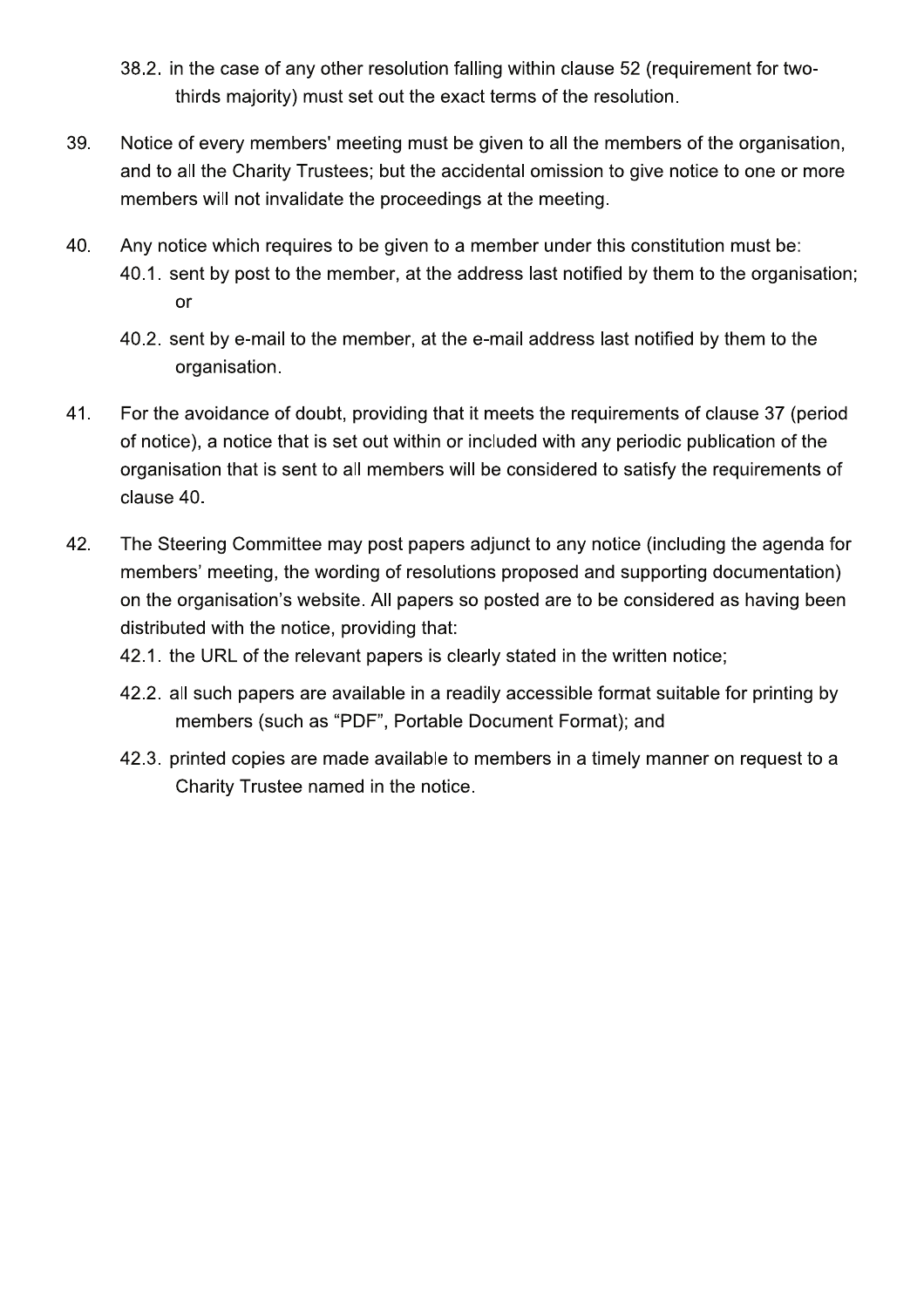38.2. in the case of any other resolution falling within clause 52 (requirement for two-thirds majority) must set out the exact terms of the resolution.

39. Notice of every members' meeting must be given to all the members of the organisation, and to all the Charity Trustees; but the accidental omission to give notice to one or more members will not invalidate the proceedings at the meeting.

40. Any notice which requires to be given to a member under this constitution must be:

    40.1. sent by post to the member, at the address last notified by them to the organisation; or

    40.2. sent by e-mail to the member, at the e-mail address last notified by them to the organisation.

41. For the avoidance of doubt, providing that it meets the requirements of clause 37 (period of notice), a notice that is set out within or included with any periodic publication of the organisation that is sent to all members will be considered to satisfy the requirements of clause 40.

42. The Steering Committee may post papers adjunct to any notice (including the agenda for members' meeting, the wording of resolutions proposed and supporting documentation) on the organisation's website. All papers so posted are to be considered as having been distributed with the notice, providing that:

    42.1. the URL of the relevant papers is clearly stated in the written notice;

    42.2. all such papers are available in a readily accessible format suitable for printing by members (such as "PDF", Portable Document Format); and

    42.3. printed copies are made available to members in a timely manner on request to a Charity Trustee named in the notice.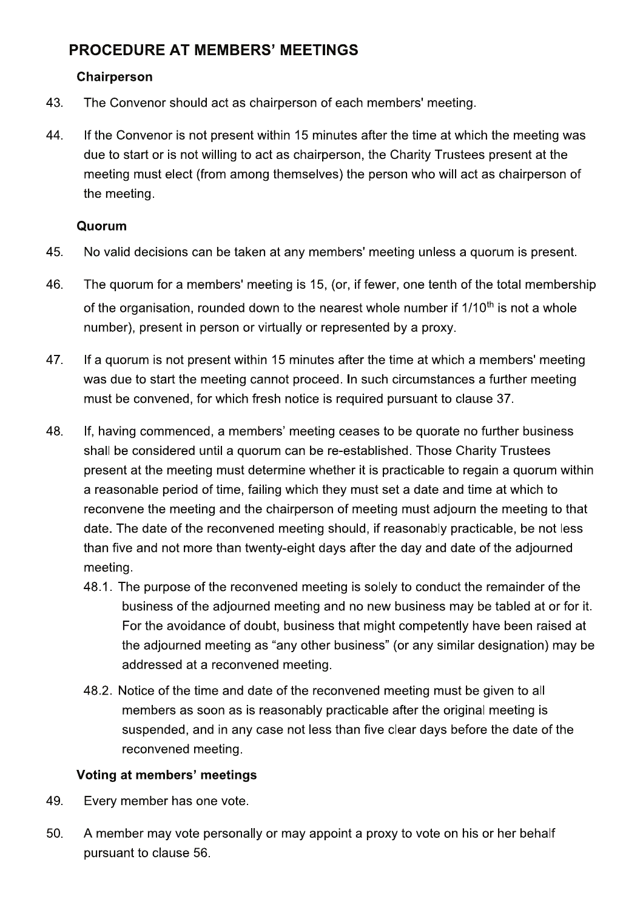## PROCEDURE AT MEMBERS' MEETINGS

### Chairperson

43. The Convenor should act as chairperson of each members' meeting.

44. If the Convenor is not present within 15 minutes after the time at which the meeting was due to start or is not willing to act as chairperson, the Charity Trustees present at the meeting must elect (from among themselves) the person who will act as chairperson of the meeting.

### Quorum

45. No valid decisions can be taken at any members' meeting unless a quorum is present.

46. The quorum for a members' meeting is 15, (or, if fewer, one tenth of the total membership of the organisation, rounded down to the nearest whole number if 1/10$^{th}$ is not a whole number), present in person or virtually or represented by a proxy.

47. If a quorum is not present within 15 minutes after the time at which a members' meeting was due to start the meeting cannot proceed. In such circumstances a further meeting must be convened, for which fresh notice is required pursuant to clause 37.

48. If, having commenced, a members' meeting ceases to be quorate no further business shall be considered until a quorum can be re-established. Those Charity Trustees present at the meeting must determine whether it is practicable to regain a quorum within a reasonable period of time, failing which they must set a date and time at which to reconvene the meeting and the chairperson of meeting must adjourn the meeting to that date. The date of the reconvened meeting should, if reasonably practicable, be not less than five and not more than twenty-eight days after the day and date of the adjourned meeting.

    48.1. The purpose of the reconvened meeting is solely to conduct the remainder of the business of the adjourned meeting and no new business may be tabled at or for it. For the avoidance of doubt, business that might competently have been raised at the adjourned meeting as "any other business" (or any similar designation) may be addressed at a reconvened meeting.

    48.2. Notice of the time and date of the reconvened meeting must be given to all members as soon as is reasonably practicable after the original meeting is suspended, and in any case not less than five clear days before the date of the reconvened meeting.

### Voting at members' meetings

49. Every member has one vote.

50. A member may vote personally or may appoint a proxy to vote on his or her behalf pursuant to clause 56.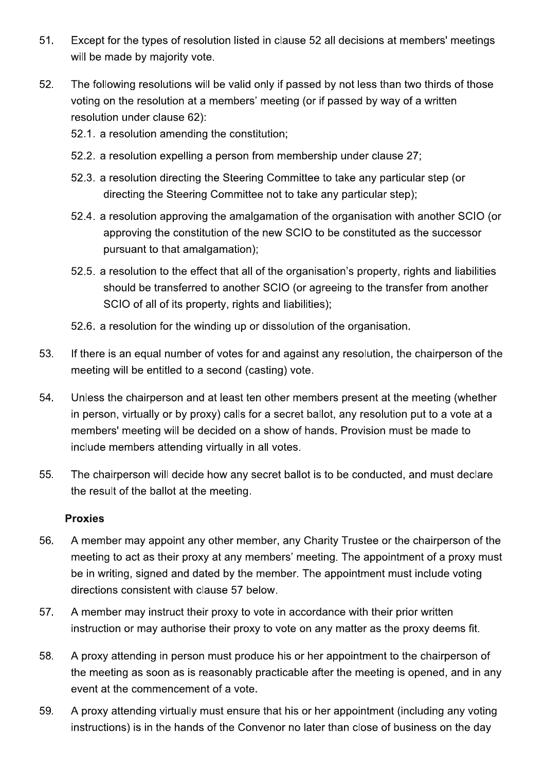51. Except for the types of resolution listed in clause 52 all decisions at members' meetings will be made by majority vote.

52. The following resolutions will be valid only if passed by not less than two thirds of those voting on the resolution at a members' meeting (or if passed by way of a written resolution under clause 62):

    52.1. a resolution amending the constitution;

    52.2. a resolution expelling a person from membership under clause 27;

    52.3. a resolution directing the Steering Committee to take any particular step (or directing the Steering Committee not to take any particular step);

    52.4. a resolution approving the amalgamation of the organisation with another SCIO (or approving the constitution of the new SCIO to be constituted as the successor pursuant to that amalgamation);

    52.5. a resolution to the effect that all of the organisation's property, rights and liabilities should be transferred to another SCIO (or agreeing to the transfer from another SCIO of all of its property, rights and liabilities);

    52.6. a resolution for the winding up or dissolution of the organisation.

53. If there is an equal number of votes for and against any resolution, the chairperson of the meeting will be entitled to a second (casting) vote.

54. Unless the chairperson and at least ten other members present at the meeting (whether in person, virtually or by proxy) calls for a secret ballot, any resolution put to a vote at a members' meeting will be decided on a show of hands. Provision must be made to include members attending virtually in all votes.

55. The chairperson will decide how any secret ballot is to be conducted, and must declare the result of the ballot at the meeting.

**Proxies**

56. A member may appoint any other member, any Charity Trustee or the chairperson of the meeting to act as their proxy at any members' meeting. The appointment of a proxy must be in writing, signed and dated by the member. The appointment must include voting directions consistent with clause 57 below.

57. A member may instruct their proxy to vote in accordance with their prior written instruction or may authorise their proxy to vote on any matter as the proxy deems fit.

58. A proxy attending in person must produce his or her appointment to the chairperson of the meeting as soon as is reasonably practicable after the meeting is opened, and in any event at the commencement of a vote.

59. A proxy attending virtually must ensure that his or her appointment (including any voting instructions) is in the hands of the Convenor no later than close of business on the day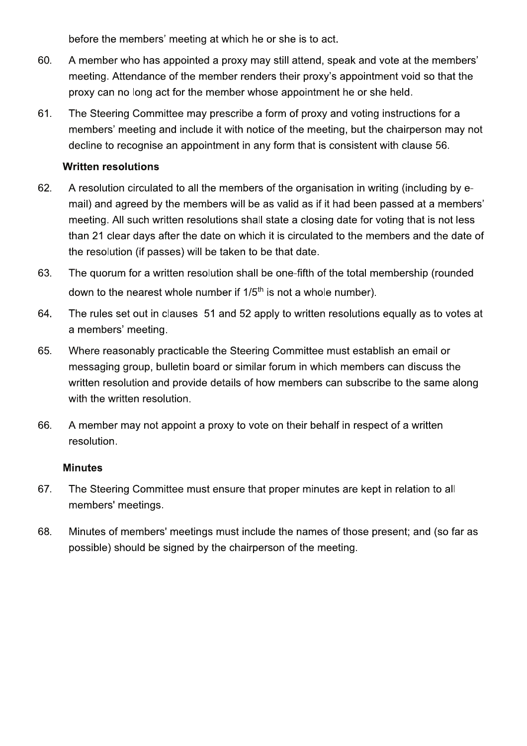before the members' meeting at which he or she is to act.

60. A member who has appointed a proxy may still attend, speak and vote at the members' meeting. Attendance of the member renders their proxy's appointment void so that the proxy can no long act for the member whose appointment he or she held.

61. The Steering Committee may prescribe a form of proxy and voting instructions for a members' meeting and include it with notice of the meeting, but the chairperson may not decline to recognise an appointment in any form that is consistent with clause 56.

**Written resolutions**

62. A resolution circulated to all the members of the organisation in writing (including by e-mail) and agreed by the members will be as valid as if it had been passed at a members' meeting. All such written resolutions shall state a closing date for voting that is not less than 21 clear days after the date on which it is circulated to the members and the date of the resolution (if passes) will be taken to be that date.

63. The quorum for a written resolution shall be one-fifth of the total membership (rounded down to the nearest whole number if 1/5th is not a whole number).

64. The rules set out in clauses 51 and 52 apply to written resolutions equally as to votes at a members' meeting.

65. Where reasonably practicable the Steering Committee must establish an email or messaging group, bulletin board or similar forum in which members can discuss the written resolution and provide details of how members can subscribe to the same along with the written resolution.

66. A member may not appoint a proxy to vote on their behalf in respect of a written resolution.

**Minutes**

67. The Steering Committee must ensure that proper minutes are kept in relation to all members' meetings.

68. Minutes of members' meetings must include the names of those present; and (so far as possible) should be signed by the chairperson of the meeting.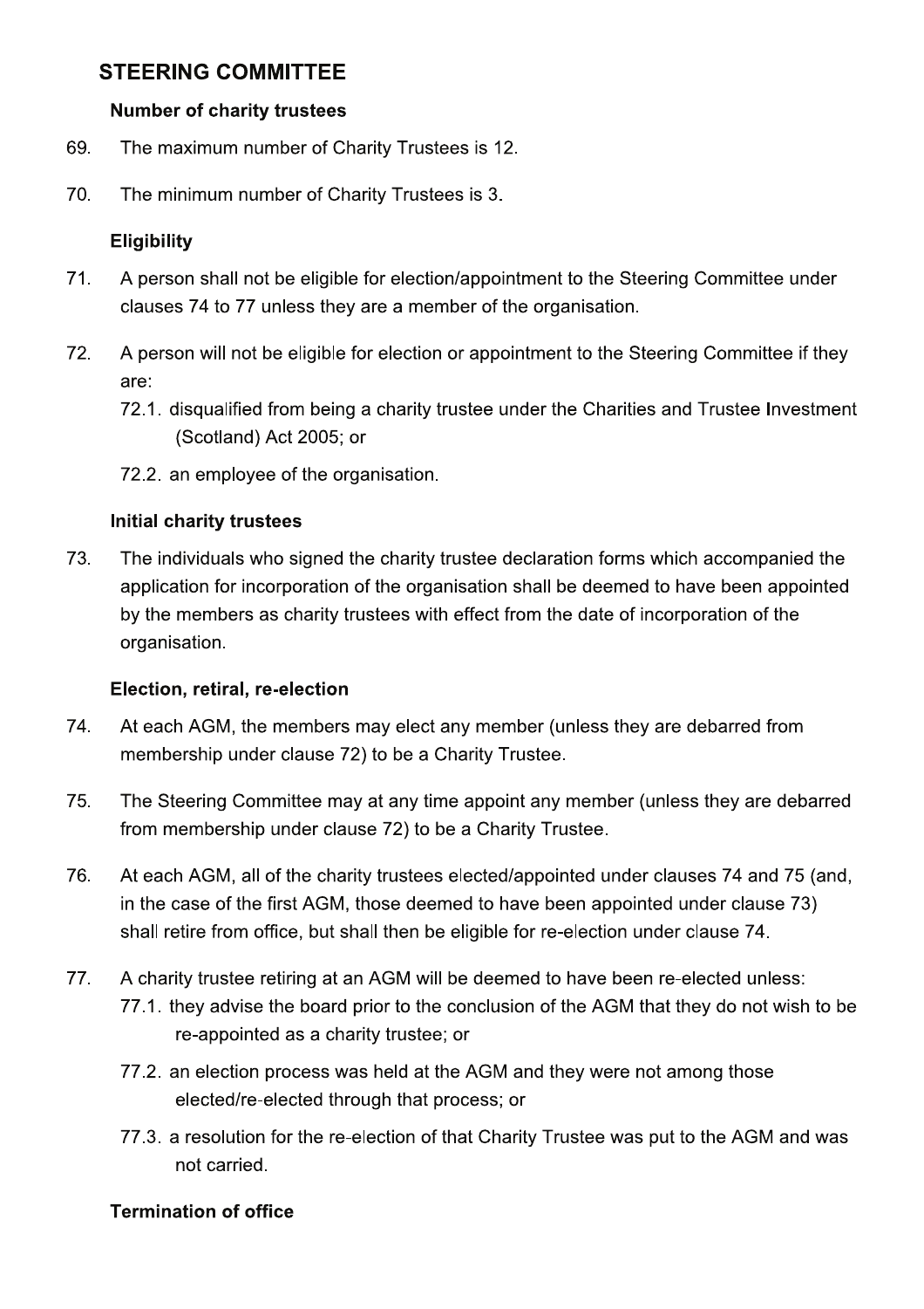## STEERING COMMITTEE

### Number of charity trustees

69. The maximum number of Charity Trustees is 12.

70. The minimum number of Charity Trustees is 3.

### Eligibility

71. A person shall not be eligible for election/appointment to the Steering Committee under clauses 74 to 77 unless they are a member of the organisation.

72. A person will not be eligible for election or appointment to the Steering Committee if they are:
    72.1. disqualified from being a charity trustee under the Charities and Trustee Investment (Scotland) Act 2005; or
    72.2. an employee of the organisation.

### Initial charity trustees

73. The individuals who signed the charity trustee declaration forms which accompanied the application for incorporation of the organisation shall be deemed to have been appointed by the members as charity trustees with effect from the date of incorporation of the organisation.

### Election, retiral, re-election

74. At each AGM, the members may elect any member (unless they are debarred from membership under clause 72) to be a Charity Trustee.

75. The Steering Committee may at any time appoint any member (unless they are debarred from membership under clause 72) to be a Charity Trustee.

76. At each AGM, all of the charity trustees elected/appointed under clauses 74 and 75 (and, in the case of the first AGM, those deemed to have been appointed under clause 73) shall retire from office, but shall then be eligible for re-election under clause 74.

77. A charity trustee retiring at an AGM will be deemed to have been re-elected unless:
    77.1. they advise the board prior to the conclusion of the AGM that they do not wish to be re-appointed as a charity trustee; or
    77.2. an election process was held at the AGM and they were not among those elected/re-elected through that process; or
    77.3. a resolution for the re-election of that Charity Trustee was put to the AGM and was not carried.

### Termination of office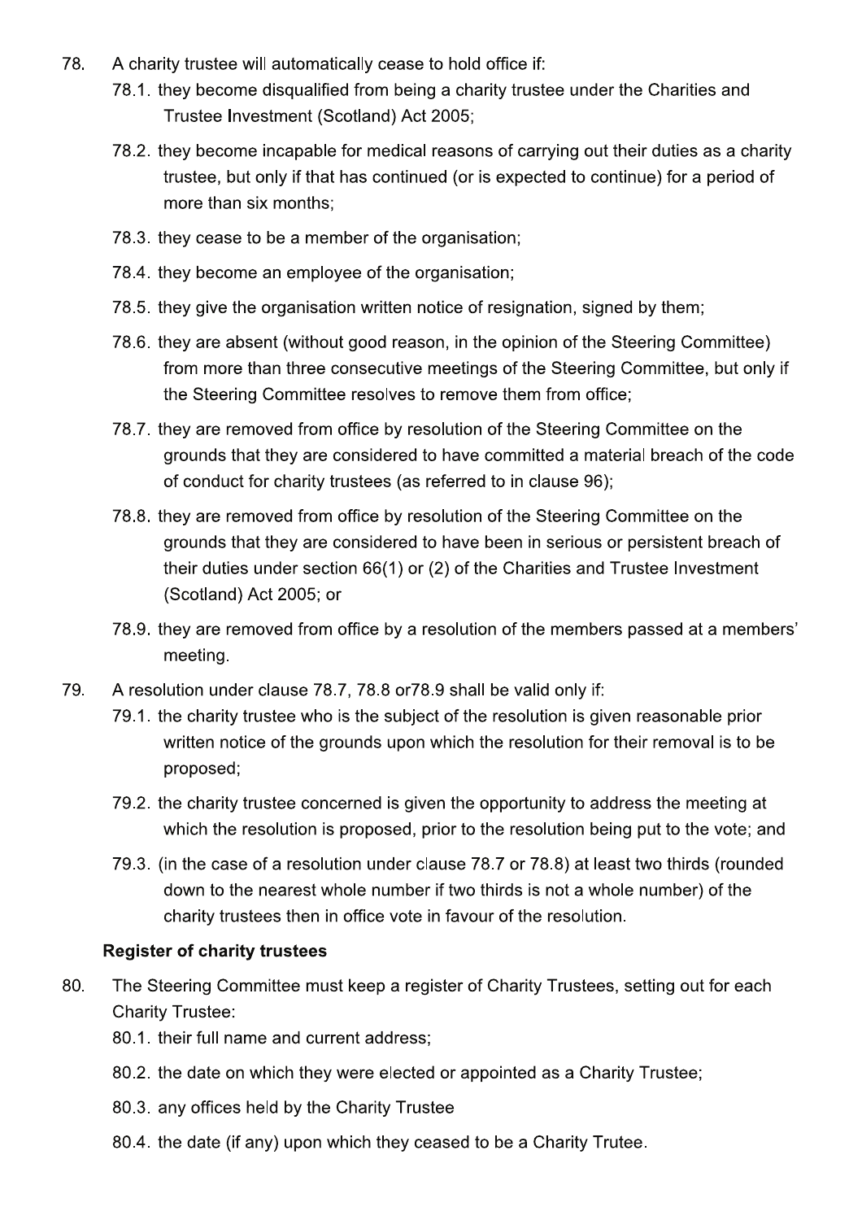78. A charity trustee will automatically cease to hold office if:
    78.1. they become disqualified from being a charity trustee under the Charities and Trustee Investment (Scotland) Act 2005;
    78.2. they become incapable for medical reasons of carrying out their duties as a charity trustee, but only if that has continued (or is expected to continue) for a period of more than six months;
    78.3. they cease to be a member of the organisation;
    78.4. they become an employee of the organisation;
    78.5. they give the organisation written notice of resignation, signed by them;
    78.6. they are absent (without good reason, in the opinion of the Steering Committee) from more than three consecutive meetings of the Steering Committee, but only if the Steering Committee resolves to remove them from office;
    78.7. they are removed from office by resolution of the Steering Committee on the grounds that they are considered to have committed a material breach of the code of conduct for charity trustees (as referred to in clause 96);
    78.8. they are removed from office by resolution of the Steering Committee on the grounds that they are considered to have been in serious or persistent breach of their duties under section 66(1) or (2) of the Charities and Trustee Investment (Scotland) Act 2005; or
    78.9. they are removed from office by a resolution of the members passed at a members' meeting.

79. A resolution under clause 78.7, 78.8 or78.9 shall be valid only if:
    79.1. the charity trustee who is the subject of the resolution is given reasonable prior written notice of the grounds upon which the resolution for their removal is to be proposed;
    79.2. the charity trustee concerned is given the opportunity to address the meeting at which the resolution is proposed, prior to the resolution being put to the vote; and
    79.3. (in the case of a resolution under clause 78.7 or 78.8) at least two thirds (rounded down to the nearest whole number if two thirds is not a whole number) of the charity trustees then in office vote in favour of the resolution.

**Register of charity trustees**

80. The Steering Committee must keep a register of Charity Trustees, setting out for each Charity Trustee:
    80.1. their full name and current address;
    80.2. the date on which they were elected or appointed as a Charity Trustee;
    80.3. any offices held by the Charity Trustee
    80.4. the date (if any) upon which they ceased to be a Charity Trutee.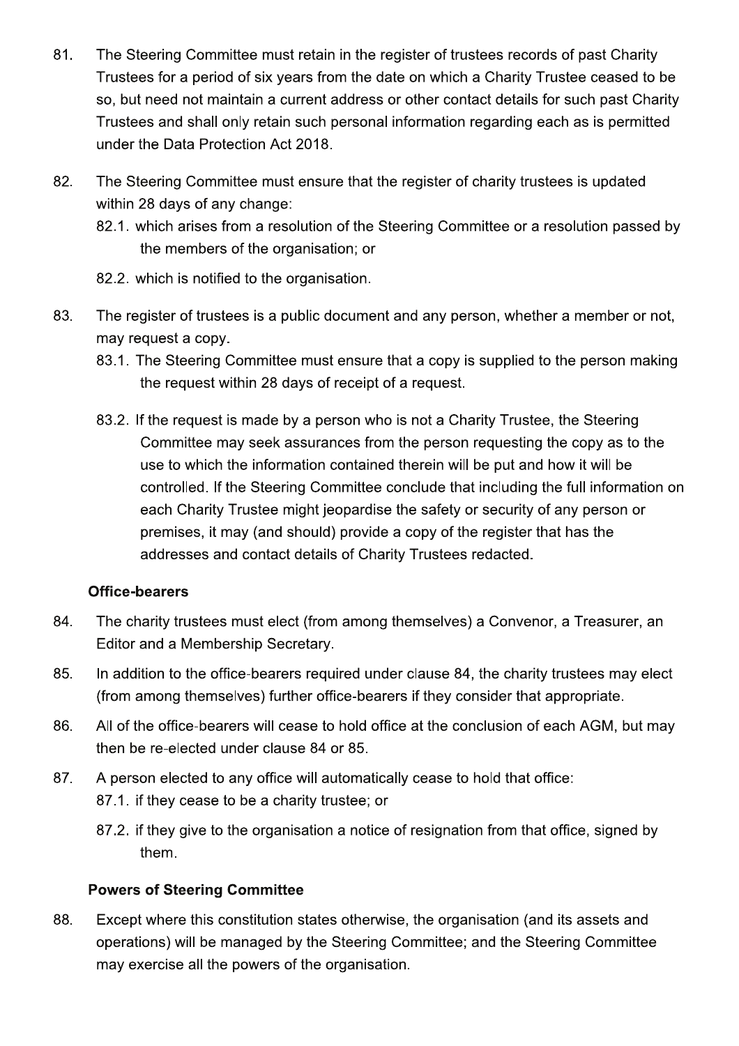81. The Steering Committee must retain in the register of trustees records of past Charity Trustees for a period of six years from the date on which a Charity Trustee ceased to be so, but need not maintain a current address or other contact details for such past Charity Trustees and shall only retain such personal information regarding each as is permitted under the Data Protection Act 2018.

82. The Steering Committee must ensure that the register of charity trustees is updated within 28 days of any change:
    82.1. which arises from a resolution of the Steering Committee or a resolution passed by the members of the organisation; or
    82.2. which is notified to the organisation.

83. The register of trustees is a public document and any person, whether a member or not, may request a copy.
    83.1. The Steering Committee must ensure that a copy is supplied to the person making the request within 28 days of receipt of a request.
    83.2. If the request is made by a person who is not a Charity Trustee, the Steering Committee may seek assurances from the person requesting the copy as to the use to which the information contained therein will be put and how it will be controlled. If the Steering Committee conclude that including the full information on each Charity Trustee might jeopardise the safety or security of any person or premises, it may (and should) provide a copy of the register that has the addresses and contact details of Charity Trustees redacted.

**Office-bearers**

84. The charity trustees must elect (from among themselves) a Convenor, a Treasurer, an Editor and a Membership Secretary.

85. In addition to the office-bearers required under clause 84, the charity trustees may elect (from among themselves) further office-bearers if they consider that appropriate.

86. All of the office-bearers will cease to hold office at the conclusion of each AGM, but may then be re-elected under clause 84 or 85.

87. A person elected to any office will automatically cease to hold that office:
    87.1. if they cease to be a charity trustee; or
    87.2. if they give to the organisation a notice of resignation from that office, signed by them.

**Powers of Steering Committee**

88. Except where this constitution states otherwise, the organisation (and its assets and operations) will be managed by the Steering Committee; and the Steering Committee may exercise all the powers of the organisation.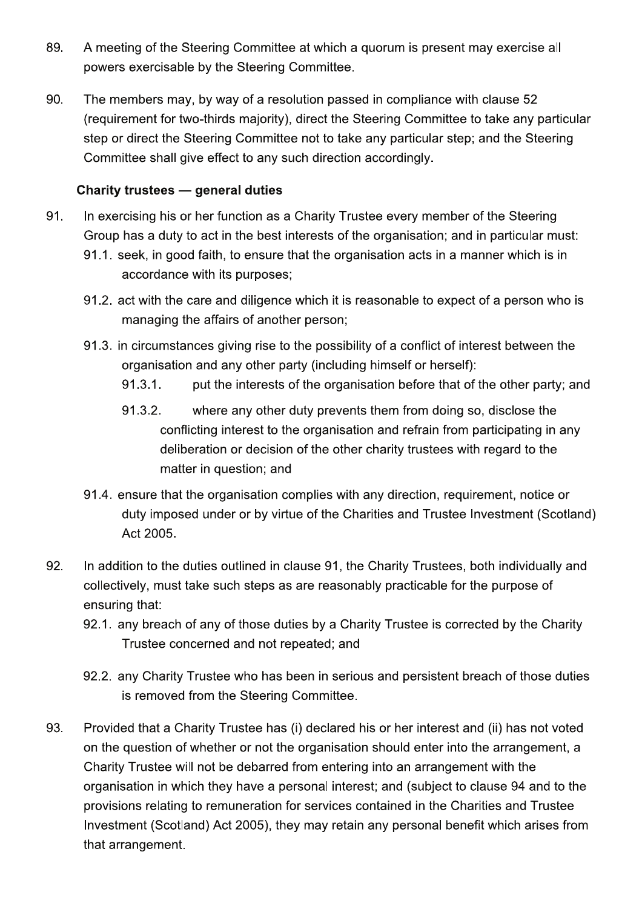89. A meeting of the Steering Committee at which a quorum is present may exercise all powers exercisable by the Steering Committee.

90. The members may, by way of a resolution passed in compliance with clause 52 (requirement for two-thirds majority), direct the Steering Committee to take any particular step or direct the Steering Committee not to take any particular step; and the Steering Committee shall give effect to any such direction accordingly.

### Charity trustees — general duties

91. In exercising his or her function as a Charity Trustee every member of the Steering Group has a duty to act in the best interests of the organisation; and in particular must:
    - 91.1. seek, in good faith, to ensure that the organisation acts in a manner which is in accordance with its purposes;
    - 91.2. act with the care and diligence which it is reasonable to expect of a person who is managing the affairs of another person;
    - 91.3. in circumstances giving rise to the possibility of a conflict of interest between the organisation and any other party (including himself or herself):
        - 91.3.1. put the interests of the organisation before that of the other party; and
        - 91.3.2. where any other duty prevents them from doing so, disclose the conflicting interest to the organisation and refrain from participating in any deliberation or decision of the other charity trustees with regard to the matter in question; and
    - 91.4. ensure that the organisation complies with any direction, requirement, notice or duty imposed under or by virtue of the Charities and Trustee Investment (Scotland) Act 2005.

92. In addition to the duties outlined in clause 91, the Charity Trustees, both individually and collectively, must take such steps as are reasonably practicable for the purpose of ensuring that:
    - 92.1. any breach of any of those duties by a Charity Trustee is corrected by the Charity Trustee concerned and not repeated; and
    - 92.2. any Charity Trustee who has been in serious and persistent breach of those duties is removed from the Steering Committee.

93. Provided that a Charity Trustee has (i) declared his or her interest and (ii) has not voted on the question of whether or not the organisation should enter into the arrangement, a Charity Trustee will not be debarred from entering into an arrangement with the organisation in which they have a personal interest; and (subject to clause 94 and to the provisions relating to remuneration for services contained in the Charities and Trustee Investment (Scotland) Act 2005), they may retain any personal benefit which arises from that arrangement.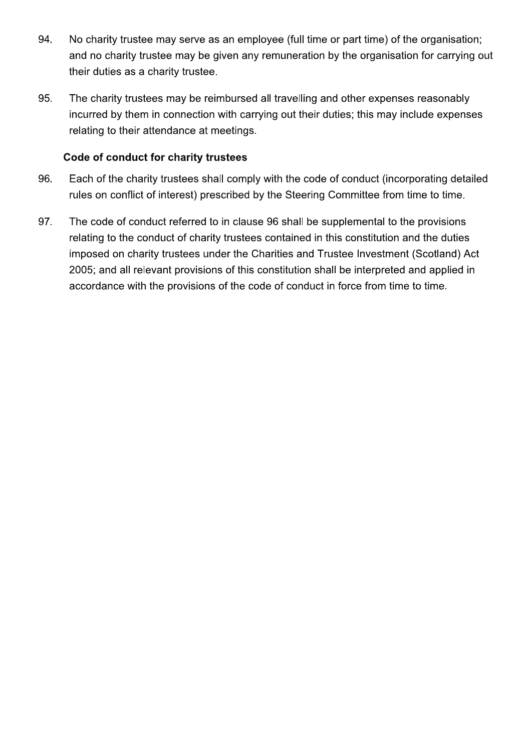94. No charity trustee may serve as an employee (full time or part time) of the organisation; and no charity trustee may be given any remuneration by the organisation for carrying out their duties as a charity trustee.

95. The charity trustees may be reimbursed all travelling and other expenses reasonably incurred by them in connection with carrying out their duties; this may include expenses relating to their attendance at meetings.

**Code of conduct for charity trustees**

96. Each of the charity trustees shall comply with the code of conduct (incorporating detailed rules on conflict of interest) prescribed by the Steering Committee from time to time.

97. The code of conduct referred to in clause 96 shall be supplemental to the provisions relating to the conduct of charity trustees contained in this constitution and the duties imposed on charity trustees under the Charities and Trustee Investment (Scotland) Act 2005; and all relevant provisions of this constitution shall be interpreted and applied in accordance with the provisions of the code of conduct in force from time to time.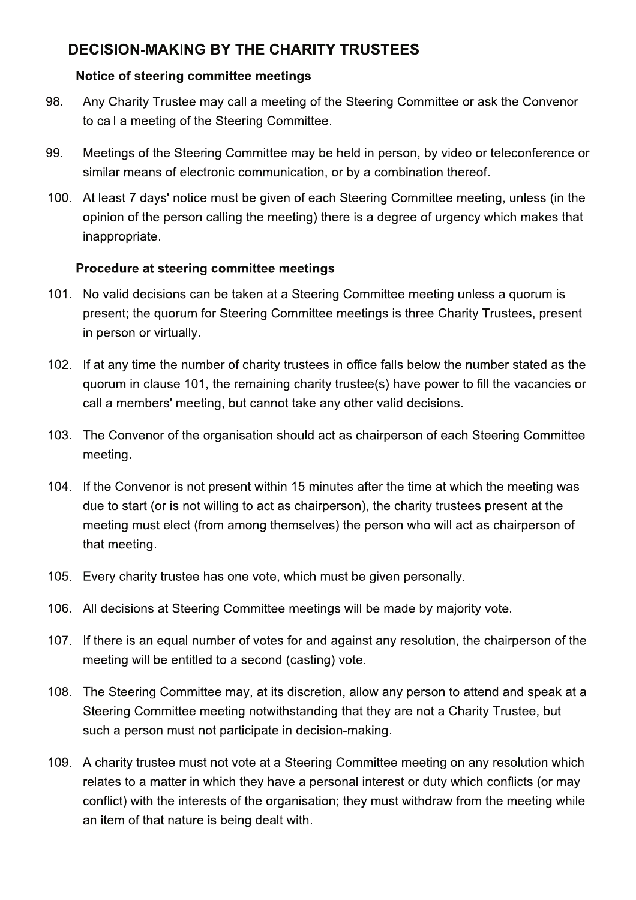## DECISION-MAKING BY THE CHARITY TRUSTEES

### Notice of steering committee meetings

98. Any Charity Trustee may call a meeting of the Steering Committee or ask the Convenor to call a meeting of the Steering Committee.

99. Meetings of the Steering Committee may be held in person, by video or teleconference or similar means of electronic communication, or by a combination thereof.

100. At least 7 days' notice must be given of each Steering Committee meeting, unless (in the opinion of the person calling the meeting) there is a degree of urgency which makes that inappropriate.

### Procedure at steering committee meetings

101. No valid decisions can be taken at a Steering Committee meeting unless a quorum is present; the quorum for Steering Committee meetings is three Charity Trustees, present in person or virtually.

102. If at any time the number of charity trustees in office falls below the number stated as the quorum in clause 101, the remaining charity trustee(s) have power to fill the vacancies or call a members' meeting, but cannot take any other valid decisions.

103. The Convenor of the organisation should act as chairperson of each Steering Committee meeting.

104. If the Convenor is not present within 15 minutes after the time at which the meeting was due to start (or is not willing to act as chairperson), the charity trustees present at the meeting must elect (from among themselves) the person who will act as chairperson of that meeting.

105. Every charity trustee has one vote, which must be given personally.

106. All decisions at Steering Committee meetings will be made by majority vote.

107. If there is an equal number of votes for and against any resolution, the chairperson of the meeting will be entitled to a second (casting) vote.

108. The Steering Committee may, at its discretion, allow any person to attend and speak at a Steering Committee meeting notwithstanding that they are not a Charity Trustee, but such a person must not participate in decision-making.

109. A charity trustee must not vote at a Steering Committee meeting on any resolution which relates to a matter in which they have a personal interest or duty which conflicts (or may conflict) with the interests of the organisation; they must withdraw from the meeting while an item of that nature is being dealt with.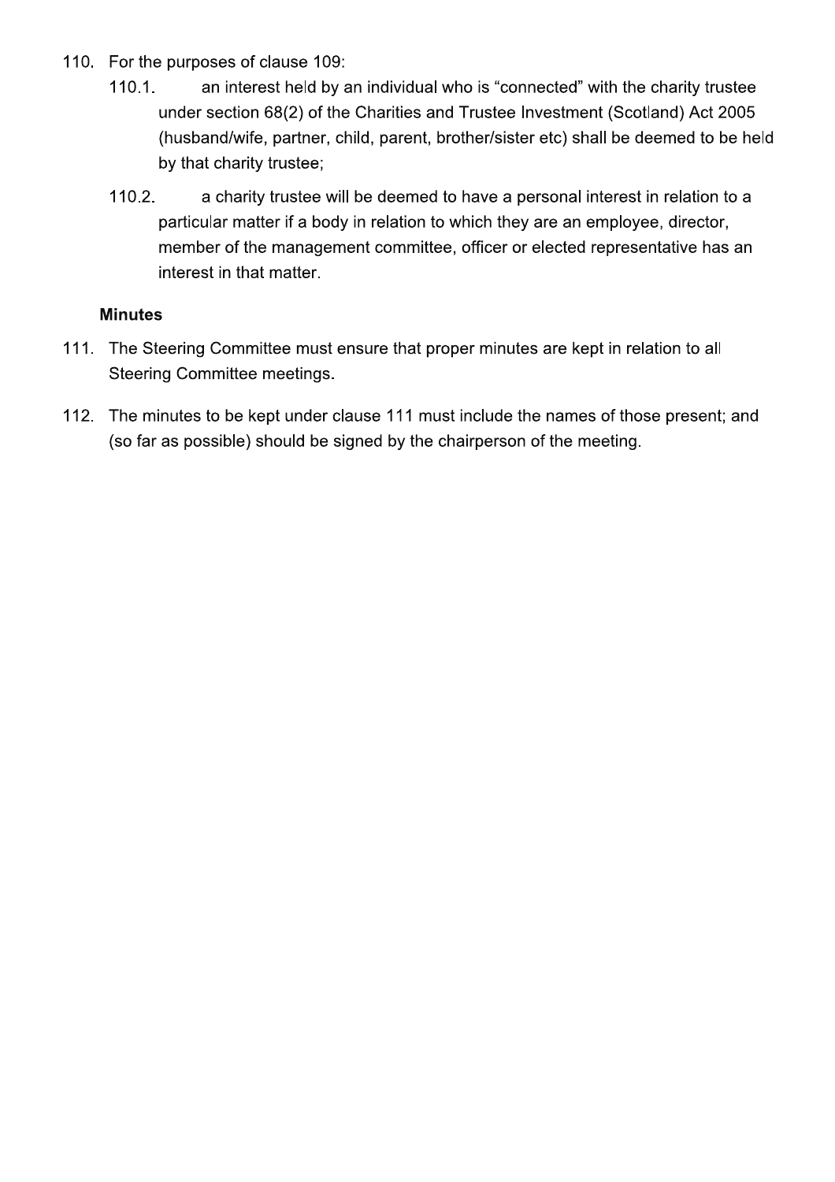110. For the purposes of clause 109:

    110.1. an interest held by an individual who is "connected" with the charity trustee under section 68(2) of the Charities and Trustee Investment (Scotland) Act 2005 (husband/wife, partner, child, parent, brother/sister etc) shall be deemed to be held by that charity trustee;

    110.2. a charity trustee will be deemed to have a personal interest in relation to a particular matter if a body in relation to which they are an employee, director, member of the management committee, officer or elected representative has an interest in that matter.

**Minutes**

111. The Steering Committee must ensure that proper minutes are kept in relation to all Steering Committee meetings.

112. The minutes to be kept under clause 111 must include the names of those present; and (so far as possible) should be signed by the chairperson of the meeting.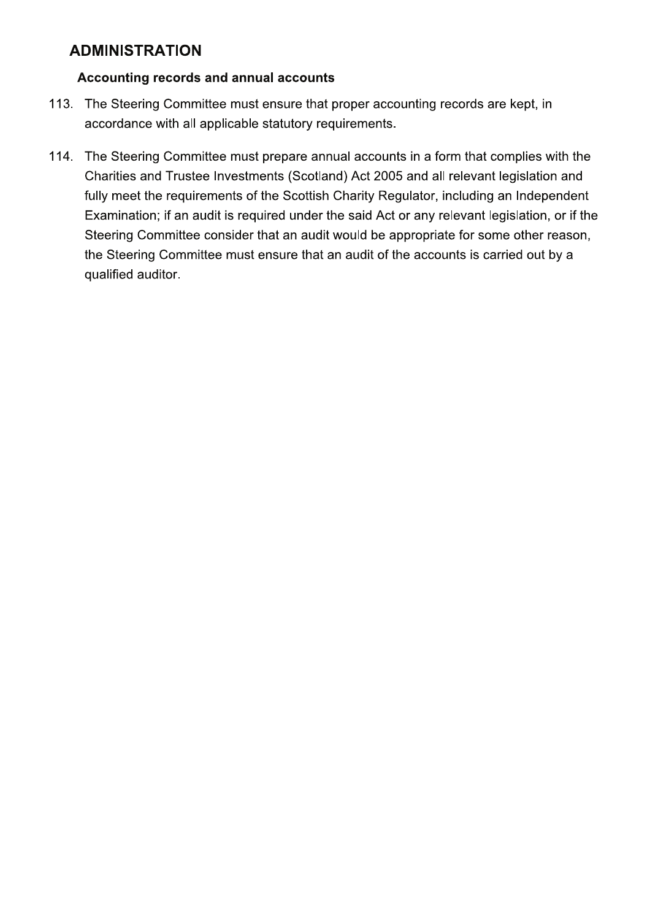## ADMINISTRATION

### Accounting records and annual accounts

113. The Steering Committee must ensure that proper accounting records are kept, in accordance with all applicable statutory requirements.

114. The Steering Committee must prepare annual accounts in a form that complies with the Charities and Trustee Investments (Scotland) Act 2005 and all relevant legislation and fully meet the requirements of the Scottish Charity Regulator, including an Independent Examination; if an audit is required under the said Act or any relevant legislation, or if the Steering Committee consider that an audit would be appropriate for some other reason, the Steering Committee must ensure that an audit of the accounts is carried out by a qualified auditor.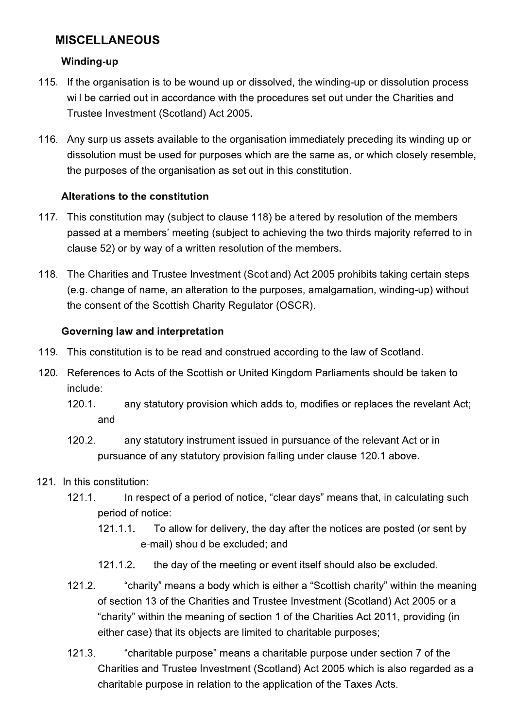## MISCELLANEOUS

### Winding-up

115. If the organisation is to be wound up or dissolved, the winding-up or dissolution process will be carried out in accordance with the procedures set out under the Charities and Trustee Investment (Scotland) Act 2005.

116. Any surplus assets available to the organisation immediately preceding its winding up or dissolution must be used for purposes which are the same as, or which closely resemble, the purposes of the organisation as set out in this constitution.

### Alterations to the constitution

117. This constitution may (subject to clause 118) be altered by resolution of the members passed at a members' meeting (subject to achieving the two thirds majority referred to in clause 52) or by way of a written resolution of the members.

118. The Charities and Trustee Investment (Scotland) Act 2005 prohibits taking certain steps (e.g. change of name, an alteration to the purposes, amalgamation, winding-up) without the consent of the Scottish Charity Regulator (OSCR).

### Governing law and interpretation

119. This constitution is to be read and construed according to the law of Scotland.

120. References to Acts of the Scottish or United Kingdom Parliaments should be taken to include:

    120.1. any statutory provision which adds to, modifies or replaces the revelant Act; and

    120.2. any statutory instrument issued in pursuance of the relevant Act or in pursuance of any statutory provision falling under clause 120.1 above.

121. In this constitution:

    121.1. In respect of a period of notice, "clear days" means that, in calculating such period of notice:

        121.1.1. To allow for delivery, the day after the notices are posted (or sent by e-mail) should be excluded; and

        121.1.2. the day of the meeting or event itself should also be excluded.

    121.2. "charity" means a body which is either a "Scottish charity" within the meaning of section 13 of the Charities and Trustee Investment (Scotland) Act 2005 or a "charity" within the meaning of section 1 of the Charities Act 2011, providing (in either case) that its objects are limited to charitable purposes;

    121.3. "charitable purpose" means a charitable purpose under section 7 of the Charities and Trustee Investment (Scotland) Act 2005 which is also regarded as a charitable purpose in relation to the application of the Taxes Acts.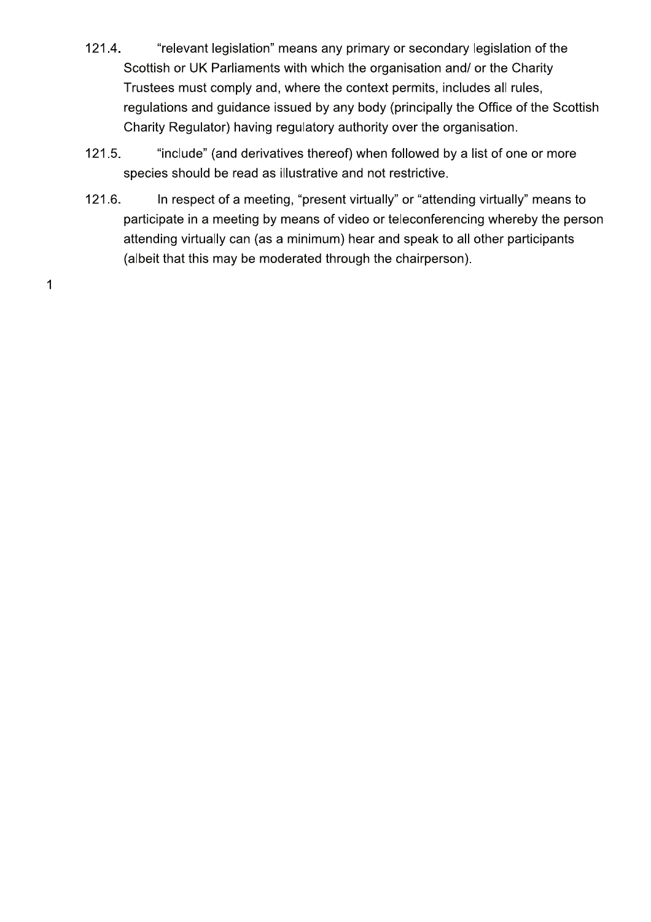121.4. "relevant legislation" means any primary or secondary legislation of the Scottish or UK Parliaments with which the organisation and/ or the Charity Trustees must comply and, where the context permits, includes all rules, regulations and guidance issued by any body (principally the Office of the Scottish Charity Regulator) having regulatory authority over the organisation.

121.5. "include" (and derivatives thereof) when followed by a list of one or more species should be read as illustrative and not restrictive.

121.6. In respect of a meeting, "present virtually" or "attending virtually" means to participate in a meeting by means of video or teleconferencing whereby the person attending virtually can (as a minimum) hear and speak to all other participants (albeit that this may be moderated through the chairperson).

1